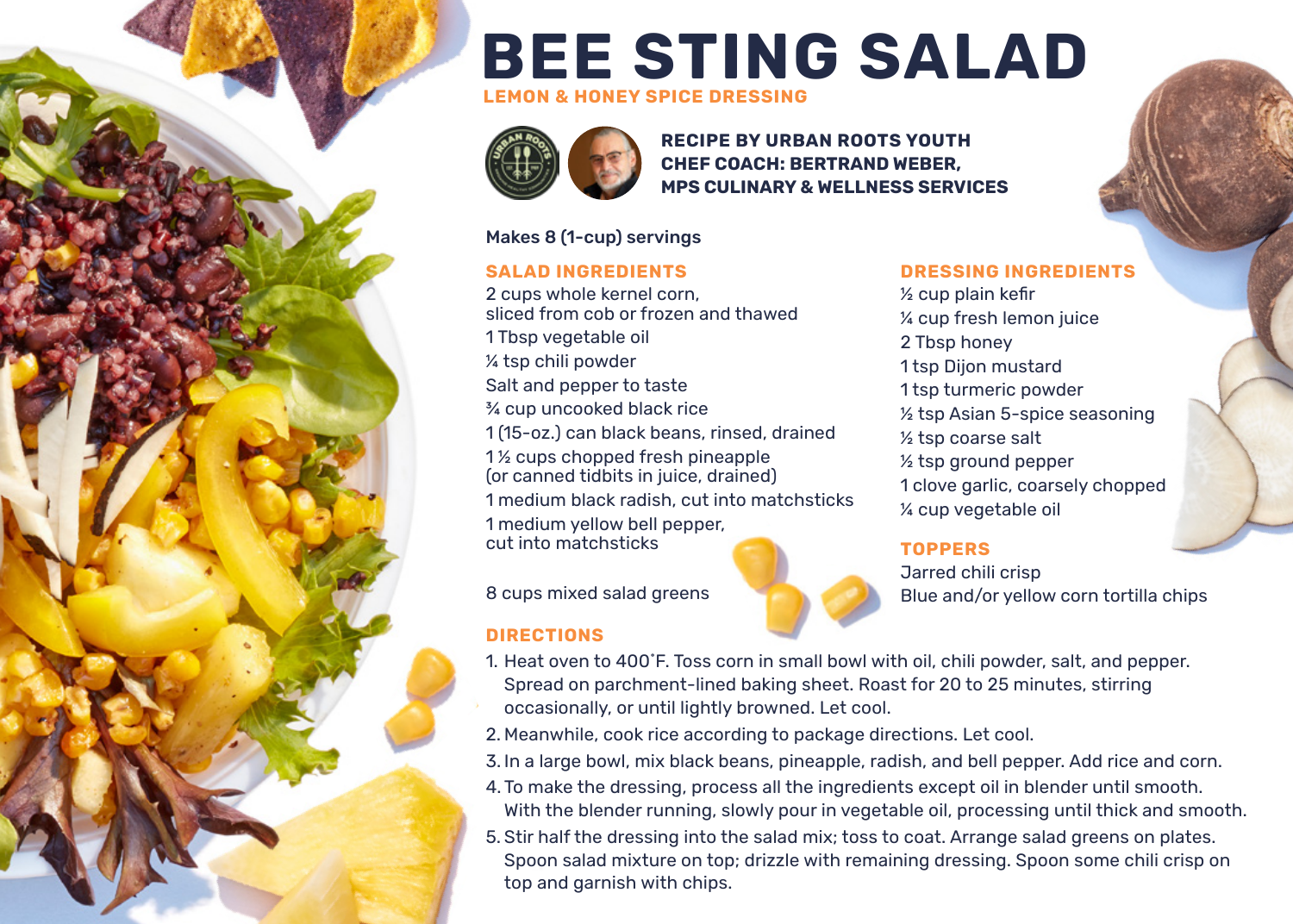# BEE STING SALAD

## LEMON & HONEY SPICE DRESSING

**RECIPE BY URBAN ROOTS YOUTH**
**CHEF COACH: BERTRAND WEBER,**
**MPS CULINARY & WELLNESS SERVICES**

Makes 8 (1-cup) servings

### SALAD INGREDIENTS

2 cups whole kernel corn,
sliced from cob or frozen and thawed
1 Tbsp vegetable oil
¼ tsp chili powder
Salt and pepper to taste
¾ cup uncooked black rice
1 (15-oz.) can black beans, rinsed, drained
1 ½ cups chopped fresh pineapple
(or canned tidbits in juice, drained)
1 medium black radish, cut into matchsticks
1 medium yellow bell pepper,
cut into matchsticks

8 cups mixed salad greens

### DRESSING INGREDIENTS

½ cup plain kefir
¼ cup fresh lemon juice
2 Tbsp honey
1 tsp Dijon mustard
1 tsp turmeric powder
½ tsp Asian 5-spice seasoning
½ tsp coarse salt
½ tsp ground pepper
1 clove garlic, coarsely chopped
¼ cup vegetable oil

### TOPPERS

Jarred chili crisp
Blue and/or yellow corn tortilla chips

### DIRECTIONS

1. Heat oven to 400˚F. Toss corn in small bowl with oil, chili powder, salt, and pepper. Spread on parchment-lined baking sheet. Roast for 20 to 25 minutes, stirring occasionally, or until lightly browned. Let cool.
2. Meanwhile, cook rice according to package directions. Let cool.
3. In a large bowl, mix black beans, pineapple, radish, and bell pepper. Add rice and corn.
4. To make the dressing, process all the ingredients except oil in blender until smooth. With the blender running, slowly pour in vegetable oil, processing until thick and smooth.
5. Stir half the dressing into the salad mix; toss to coat. Arrange salad greens on plates. Spoon salad mixture on top; drizzle with remaining dressing. Spoon some chili crisp on top and garnish with chips.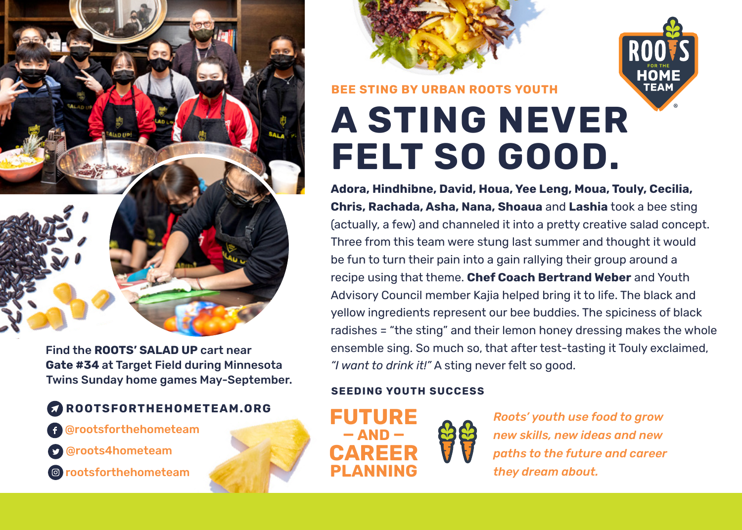ROOTS FOR THE HOME TEAM®

BEE STING BY URBAN ROOTS YOUTH

# A STING NEVER FELT SO GOOD.

**Adora, Hindhibne, David, Houa, Yee Leng, Moua, Touly, Cecilia, Chris, Rachada, Asha, Nana, Shoaua** and **Lashia** took a bee sting (actually, a few) and channeled it into a pretty creative salad concept. Three from this team were stung last summer and thought it would be fun to turn their pain into a gain rallying their group around a recipe using that theme. **Chef Coach Bertrand Weber** and Youth Advisory Council member Kajia helped bring it to life. The black and yellow ingredients represent our bee buddies. The spiciness of black radishes = "the sting" and their lemon honey dressing makes the whole ensemble sing. So much so, that after test-tasting it Touly exclaimed, *"I want to drink it!"* A sting never felt so good.

## SEEDING YOUTH SUCCESS

**FUTURE – AND – CAREER PLANNING**

*Roots' youth use food to grow new skills, new ideas and new paths to the future and career they dream about.*

Find the **ROOTS' SALAD UP** cart near **Gate #34** at Target Field during Minnesota Twins Sunday home games May-September.

**ROOTSFORTHEHOMETEAM.ORG**

@rootsforthehometeam

@roots4hometeam

rootsforthehometeam